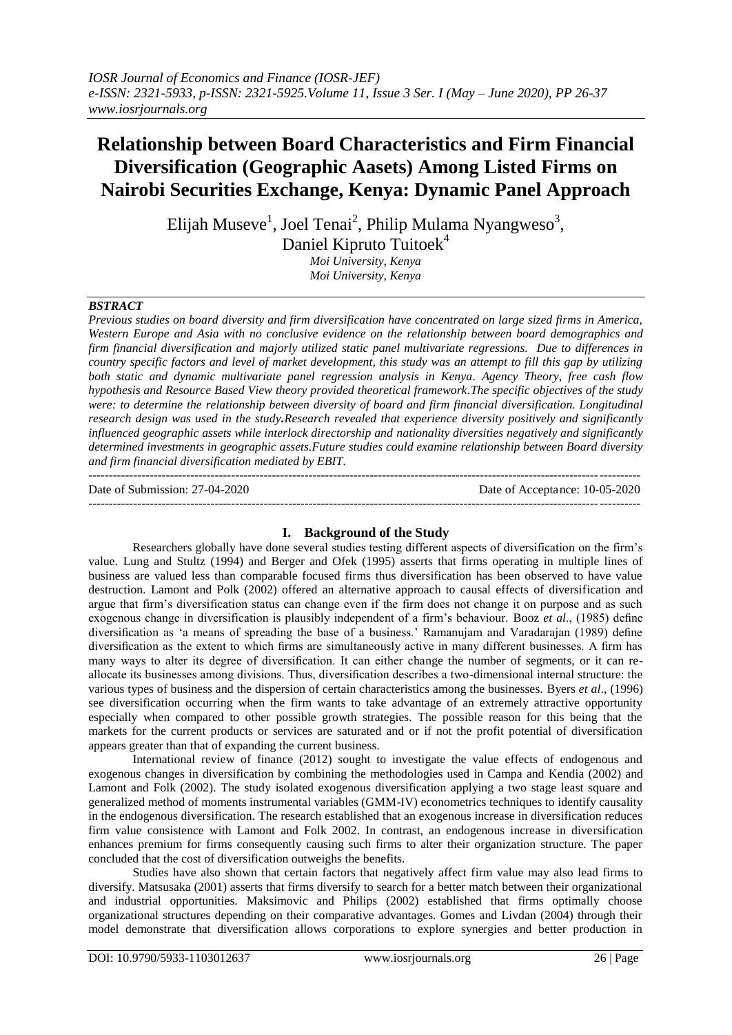# Relationship between Board Characteristics and Firm Financial Diversification (Geographic Aasets) Among Listed Firms on Nairobi Securities Exchange, Kenya: Dynamic Panel Approach

Elijah Museve[1], Joel Tenai[2], Philip Mulama Nyangweso[3], Daniel Kipruto Tuitoek[4]

*Moi University, Kenya*
*Moi University, Kenya*

***BSTRACT***

*Previous studies on board diversity and firm diversification have concentrated on large sized firms in America, Western Europe and Asia with no conclusive evidence on the relationship between board demographics and firm financial diversification and majorly utilized static panel multivariate regressions. Due to differences in country specific factors and level of market development, this study was an attempt to fill this gap by utilizing both static and dynamic multivariate panel regression analysis in Kenya. Agency Theory, free cash flow hypothesis and Resource Based View theory provided theoretical framework.The specific objectives of the study were: to determine the relationship between diversity of board and firm financial diversification. Longitudinal research design was used in the study.**Research revealed that experience diversity positively and significantly influenced geographic assets while interlock directorship and nationality diversities negatively and significantly determined investments in geographic assets.Future studies could examine relationship between Board diversity and firm financial diversification mediated by EBIT.*

---

Date of Submission: 27-04-2020 Date of Acceptance: 10-05-2020

---

## I. Background of the Study

Researchers globally have done several studies testing different aspects of diversification on the firm's value. Lung and Stultz (1994) and Berger and Ofek (1995) asserts that firms operating in multiple lines of business are valued less than comparable focused firms thus diversification has been observed to have value destruction. Lamont and Polk (2002) offered an alternative approach to causal effects of diversification and argue that firm's diversification status can change even if the firm does not change it on purpose and as such exogenous change in diversification is plausibly independent of a firm's behaviour. Booz *et al*., (1985) define diversification as 'a means of spreading the base of a business.' Ramanujam and Varadarajan (1989) define diversification as the extent to which firms are simultaneously active in many different businesses. A firm has many ways to alter its degree of diversification. It can either change the number of segments, or it can re-allocate its businesses among divisions. Thus, diversification describes a two-dimensional internal structure: the various types of business and the dispersion of certain characteristics among the businesses. Byers *et al*., (1996) see diversification occurring when the firm wants to take advantage of an extremely attractive opportunity especially when compared to other possible growth strategies. The possible reason for this being that the markets for the current products or services are saturated and or if not the profit potential of diversification appears greater than that of expanding the current business.

International review of finance (2012) sought to investigate the value effects of endogenous and exogenous changes in diversification by combining the methodologies used in Campa and Kendia (2002) and Lamont and Folk (2002). The study isolated exogenous diversification applying a two stage least square and generalized method of moments instrumental variables (GMM-IV) econometrics techniques to identify causality in the endogenous diversification. The research established that an exogenous increase in diversification reduces firm value consistence with Lamont and Folk 2002. In contrast, an endogenous increase in diversification enhances premium for firms consequently causing such firms to alter their organization structure. The paper concluded that the cost of diversification outweighs the benefits.

Studies have also shown that certain factors that negatively affect firm value may also lead firms to diversify. Matsusaka (2001) asserts that firms diversify to search for a better match between their organizational and industrial opportunities. Maksimovic and Philips (2002) established that firms optimally choose organizational structures depending on their comparative advantages. Gomes and Livdan (2004) through their model demonstrate that diversification allows corporations to explore synergies and better production in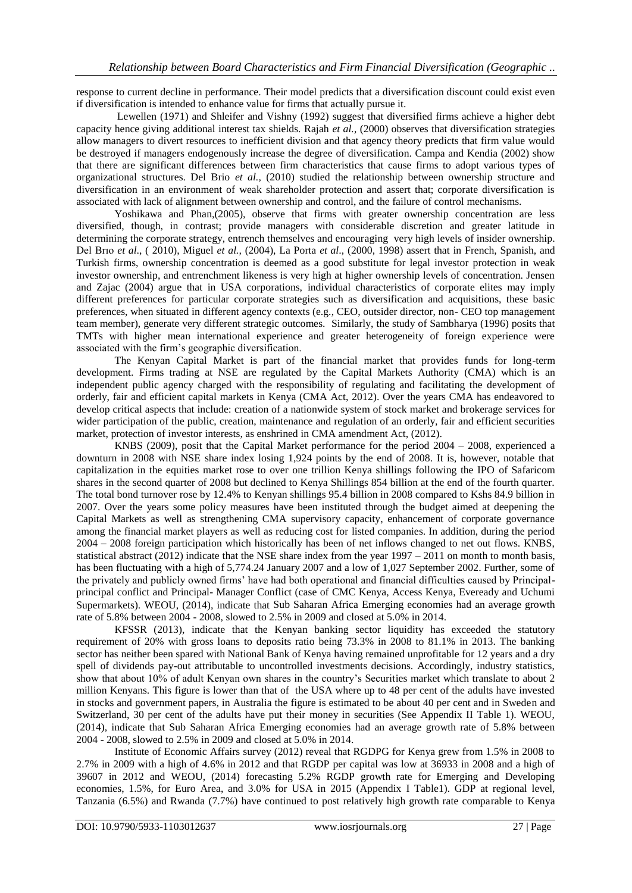response to current decline in performance. Their model predicts that a diversification discount could exist even if diversification is intended to enhance value for firms that actually pursue it.

Lewellen (1971) and Shleifer and Vishny (1992) suggest that diversified firms achieve a higher debt capacity hence giving additional interest tax shields. Rajah *et al.,* (2000) observes that diversification strategies allow managers to divert resources to inefficient division and that agency theory predicts that firm value would be destroyed if managers endogenously increase the degree of diversification. Campa and Kendia (2002) show that there are significant differences between firm characteristics that cause firms to adopt various types of organizational structures. Del Brio *et al.,* (2010) studied the relationship between ownership structure and diversification in an environment of weak shareholder protection and assert that; corporate diversification is associated with lack of alignment between ownership and control, and the failure of control mechanisms.

Yoshikawa and Phan,(2005), observe that firms with greater ownership concentration are less diversified, though, in contrast; provide managers with considerable discretion and greater latitude in determining the corporate strategy, entrench themselves and encouraging very high levels of insider ownership. Del Brıo *et al*., ( 2010), Miguel *et al.,* (2004), La Porta *et al*., (2000, 1998) assert that in French, Spanish, and Turkish firms, ownership concentration is deemed as a good substitute for legal investor protection in weak investor ownership, and entrenchment likeness is very high at higher ownership levels of concentration. Jensen and Zajac (2004) argue that in USA corporations, individual characteristics of corporate elites may imply different preferences for particular corporate strategies such as diversification and acquisitions, these basic preferences, when situated in different agency contexts (e.g., CEO, outsider director, non- CEO top management team member), generate very different strategic outcomes. Similarly, the study of Sambharya (1996) posits that TMTs with higher mean international experience and greater heterogeneity of foreign experience were associated with the firm's geographic diversification.

The Kenyan Capital Market is part of the financial market that provides funds for long-term development. Firms trading at NSE are regulated by the Capital Markets Authority (CMA) which is an independent public agency charged with the responsibility of regulating and facilitating the development of orderly, fair and efficient capital markets in Kenya (CMA Act, 2012). Over the years CMA has endeavored to develop critical aspects that include: creation of a nationwide system of stock market and brokerage services for wider participation of the public, creation, maintenance and regulation of an orderly, fair and efficient securities market, protection of investor interests, as enshrined in CMA amendment Act, (2012).

KNBS (2009), posit that the Capital Market performance for the period 2004 – 2008, experienced a downturn in 2008 with NSE share index losing 1,924 points by the end of 2008. It is, however, notable that capitalization in the equities market rose to over one trillion Kenya shillings following the IPO of Safaricom shares in the second quarter of 2008 but declined to Kenya Shillings 854 billion at the end of the fourth quarter. The total bond turnover rose by 12.4% to Kenyan shillings 95.4 billion in 2008 compared to Kshs 84.9 billion in 2007. Over the years some policy measures have been instituted through the budget aimed at deepening the Capital Markets as well as strengthening CMA supervisory capacity, enhancement of corporate governance among the financial market players as well as reducing cost for listed companies. In addition, during the period 2004 – 2008 foreign participation which historically has been of net inflows changed to net out flows. KNBS, statistical abstract (2012) indicate that the NSE share index from the year 1997 – 2011 on month to month basis, has been fluctuating with a high of 5,774.24 January 2007 and a low of 1,027 September 2002. Further, some of the privately and publicly owned firms' have had both operational and financial difficulties caused by Principal-principal conflict and Principal- Manager Conflict (case of CMC Kenya, Access Kenya, Eveready and Uchumi Supermarkets). WEOU, (2014), indicate that Sub Saharan Africa Emerging economies had an average growth rate of 5.8% between 2004 - 2008, slowed to 2.5% in 2009 and closed at 5.0% in 2014.

KFSSR (2013), indicate that the Kenyan banking sector liquidity has exceeded the statutory requirement of 20% with gross loans to deposits ratio being 73.3% in 2008 to 81.1% in 2013. The banking sector has neither been spared with National Bank of Kenya having remained unprofitable for 12 years and a dry spell of dividends pay-out attributable to uncontrolled investments decisions. Accordingly, industry statistics, show that about 10% of adult Kenyan own shares in the country's Securities market which translate to about 2 million Kenyans. This figure is lower than that of the USA where up to 48 per cent of the adults have invested in stocks and government papers, in Australia the figure is estimated to be about 40 per cent and in Sweden and Switzerland, 30 per cent of the adults have put their money in securities (See Appendix II Table 1). WEOU, (2014), indicate that Sub Saharan Africa Emerging economies had an average growth rate of 5.8% between 2004 - 2008, slowed to 2.5% in 2009 and closed at 5.0% in 2014.

Institute of Economic Affairs survey (2012) reveal that RGDPG for Kenya grew from 1.5% in 2008 to 2.7% in 2009 with a high of 4.6% in 2012 and that RGDP per capital was low at 36933 in 2008 and a high of 39607 in 2012 and WEOU, (2014) forecasting 5.2% RGDP growth rate for Emerging and Developing economies, 1.5%, for Euro Area, and 3.0% for USA in 2015 (Appendix I Table1). GDP at regional level, Tanzania (6.5%) and Rwanda (7.7%) have continued to post relatively high growth rate comparable to Kenya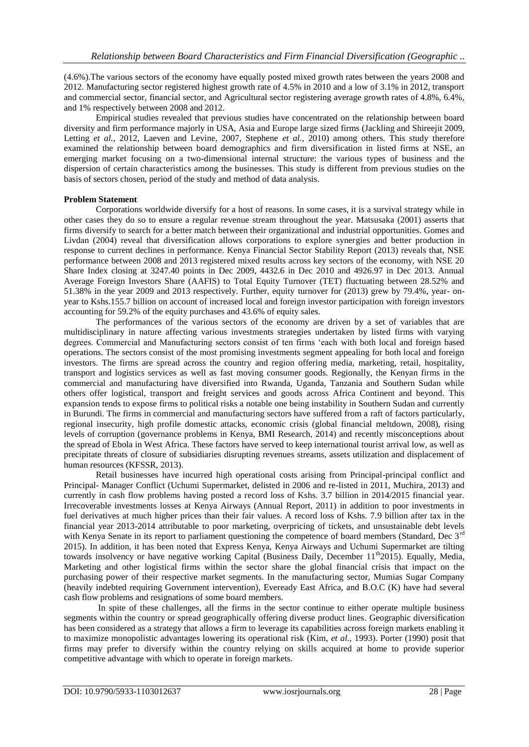(4.6%).The various sectors of the economy have equally posted mixed growth rates between the years 2008 and 2012. Manufacturing sector registered highest growth rate of 4.5% in 2010 and a low of 3.1% in 2012, transport and commercial sector, financial sector, and Agricultural sector registering average growth rates of 4.8%, 6.4%, and 1% respectively between 2008 and 2012.

Empirical studies revealed that previous studies have concentrated on the relationship between board diversity and firm performance majorly in USA, Asia and Europe large sized firms (Jackling and Shireejit 2009, Letting *et al.*, 2012, Laeven and Levine, 2007, Stephene *et al.*, 2010) among others. This study therefore examined the relationship between board demographics and firm diversification in listed firms at NSE, an emerging market focusing on a two-dimensional internal structure: the various types of business and the dispersion of certain characteristics among the businesses. This study is different from previous studies on the basis of sectors chosen, period of the study and method of data analysis.

**Problem Statement**

Corporations worldwide diversify for a host of reasons. In some cases, it is a survival strategy while in other cases they do so to ensure a regular revenue stream throughout the year. Matsusaka (2001) asserts that firms diversify to search for a better match between their organizational and industrial opportunities. Gomes and Livdan (2004) reveal that diversification allows corporations to explore synergies and better production in response to current declines in performance. Kenya Financial Sector Stability Report (2013) reveals that, NSE performance between 2008 and 2013 registered mixed results across key sectors of the economy, with NSE 20 Share Index closing at 3247.40 points in Dec 2009, 4432.6 in Dec 2010 and 4926.97 in Dec 2013. Annual Average Foreign Investors Share (AAFIS) to Total Equity Turnover (TET) fluctuating between 28.52% and 51.38% in the year 2009 and 2013 respectively. Further, equity turnover for (2013) grew by 79.4%, year- on-year to Kshs.155.7 billion on account of increased local and foreign investor participation with foreign investors accounting for 59.2% of the equity purchases and 43.6% of equity sales.

The performances of the various sectors of the economy are driven by a set of variables that are multidisciplinary in nature affecting various investments strategies undertaken by listed firms with varying degrees. Commercial and Manufacturing sectors consist of ten firms 'each with both local and foreign based operations. The sectors consist of the most promising investments segment appealing for both local and foreign investors. The firms are spread across the country and region offering media, marketing, retail, hospitality, transport and logistics services as well as fast moving consumer goods. Regionally, the Kenyan firms in the commercial and manufacturing have diversified into Rwanda, Uganda, Tanzania and Southern Sudan while others offer logistical, transport and freight services and goods across Africa Continent and beyond. This expansion tends to expose firms to political risks a notable one being instability in Southern Sudan and currently in Burundi. The firms in commercial and manufacturing sectors have suffered from a raft of factors particularly, regional insecurity, high profile domestic attacks, economic crisis (global financial meltdown, 2008), rising levels of corruption (governance problems in Kenya, BMI Research, 2014) and recently misconceptions about the spread of Ebola in West Africa. These factors have served to keep international tourist arrival low, as well as precipitate threats of closure of subsidiaries disrupting revenues streams, assets utilization and displacement of human resources (KFSSR, 2013).

Retail businesses have incurred high operational costs arising from Principal-principal conflict and Principal- Manager Conflict (Uchumi Supermarket, delisted in 2006 and re-listed in 2011, Muchira, 2013) and currently in cash flow problems having posted a record loss of Kshs. 3.7 billion in 2014/2015 financial year. Irrecoverable investments losses at Kenya Airways (Annual Report, 2011) in addition to poor investments in fuel derivatives at much higher prices than their fair values. A record loss of Kshs. 7.9 billion after tax in the financial year 2013-2014 attributable to poor marketing, overpricing of tickets, and unsustainable debt levels with Kenya Senate in its report to parliament questioning the competence of board members (Standard, Dec 3rd 2015). In addition, it has been noted that Express Kenya, Kenya Airways and Uchumi Supermarket are tilting towards insolvency or have negative working Capital (Business Daily, December 11th2015). Equally, Media, Marketing and other logistical firms within the sector share the global financial crisis that impact on the purchasing power of their respective market segments. In the manufacturing sector, Mumias Sugar Company (heavily indebted requiring Government intervention), Eveready East Africa, and B.O.C (K) have had several cash flow problems and resignations of some board members.

In spite of these challenges, all the firms in the sector continue to either operate multiple business segments within the country or spread geographically offering diverse product lines. Geographic diversification has been considered as a strategy that allows a firm to leverage its capabilities across foreign markets enabling it to maximize monopolistic advantages lowering its operational risk (Kim, *et al.*, 1993). Porter (1990) posit that firms may prefer to diversify within the country relying on skills acquired at home to provide superior competitive advantage with which to operate in foreign markets.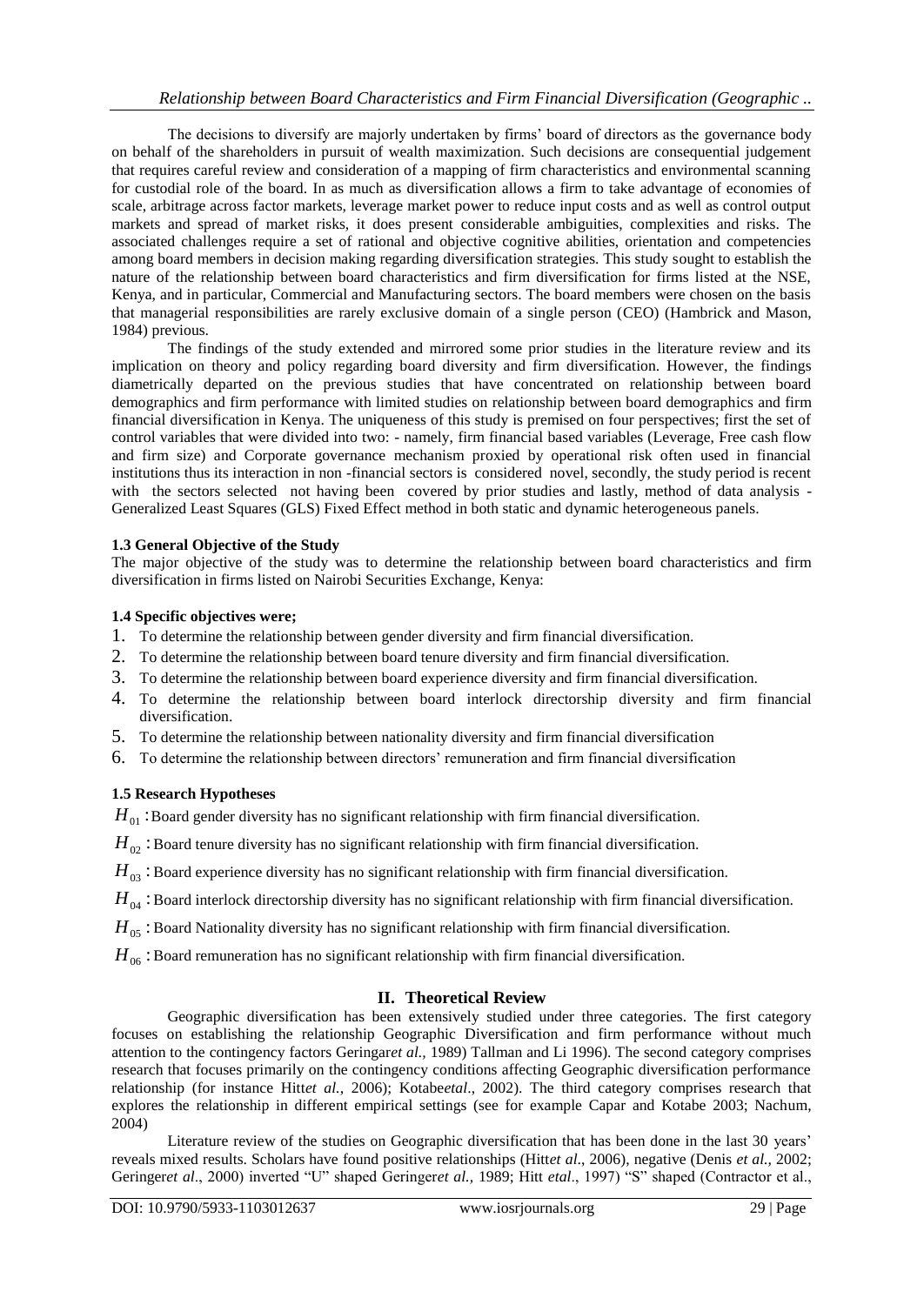The decisions to diversify are majorly undertaken by firms' board of directors as the governance body on behalf of the shareholders in pursuit of wealth maximization. Such decisions are consequential judgement that requires careful review and consideration of a mapping of firm characteristics and environmental scanning for custodial role of the board. In as much as diversification allows a firm to take advantage of economies of scale, arbitrage across factor markets, leverage market power to reduce input costs and as well as control output markets and spread of market risks, it does present considerable ambiguities, complexities and risks. The associated challenges require a set of rational and objective cognitive abilities, orientation and competencies among board members in decision making regarding diversification strategies. This study sought to establish the nature of the relationship between board characteristics and firm diversification for firms listed at the NSE, Kenya, and in particular, Commercial and Manufacturing sectors. The board members were chosen on the basis that managerial responsibilities are rarely exclusive domain of a single person (CEO) (Hambrick and Mason, 1984) previous.

The findings of the study extended and mirrored some prior studies in the literature review and its implication on theory and policy regarding board diversity and firm diversification. However, the findings diametrically departed on the previous studies that have concentrated on relationship between board demographics and firm performance with limited studies on relationship between board demographics and firm financial diversification in Kenya. The uniqueness of this study is premised on four perspectives; first the set of control variables that were divided into two: - namely, firm financial based variables (Leverage, Free cash flow and firm size) and Corporate governance mechanism proxied by operational risk often used in financial institutions thus its interaction in non -financial sectors is considered novel, secondly, the study period is recent with the sectors selected not having been covered by prior studies and lastly, method of data analysis - Generalized Least Squares (GLS) Fixed Effect method in both static and dynamic heterogeneous panels.

### 1.3 General Objective of the Study

The major objective of the study was to determine the relationship between board characteristics and firm diversification in firms listed on Nairobi Securities Exchange, Kenya:

### 1.4 Specific objectives were;

1. To determine the relationship between gender diversity and firm financial diversification.
2. To determine the relationship between board tenure diversity and firm financial diversification.
3. To determine the relationship between board experience diversity and firm financial diversification.
4. To determine the relationship between board interlock directorship diversity and firm financial diversification.
5. To determine the relationship between nationality diversity and firm financial diversification
6. To determine the relationship between directors' remuneration and firm financial diversification

### 1.5 Research Hypotheses

$H_{01}$ : Board gender diversity has no significant relationship with firm financial diversification.

$H_{02}$ : Board tenure diversity has no significant relationship with firm financial diversification.

$H_{03}$ : Board experience diversity has no significant relationship with firm financial diversification.

$H_{04}$ : Board interlock directorship diversity has no significant relationship with firm financial diversification.

$H_{05}$ : Board Nationality diversity has no significant relationship with firm financial diversification.

$H_{06}$ : Board remuneration has no significant relationship with firm financial diversification.

## II. Theoretical Review

Geographic diversification has been extensively studied under three categories. The first category focuses on establishing the relationship Geographic Diversification and firm performance without much attention to the contingency factors Geringar*et al.,* 1989) Tallman and Li 1996). The second category comprises research that focuses primarily on the contingency conditions affecting Geographic diversification performance relationship (for instance Hitt*et al.,* 2006); Kotabe*etal*., 2002). The third category comprises research that explores the relationship in different empirical settings (see for example Capar and Kotabe 2003; Nachum, 2004)

Literature review of the studies on Geographic diversification that has been done in the last 30 years' reveals mixed results. Scholars have found positive relationships (Hitt*et al*., 2006), negative (Denis *et al.,* 2002; Geringer*et al*., 2000) inverted "U" shaped Geringer*et al.,* 1989; Hitt *etal*., 1997) "S" shaped (Contractor et al.,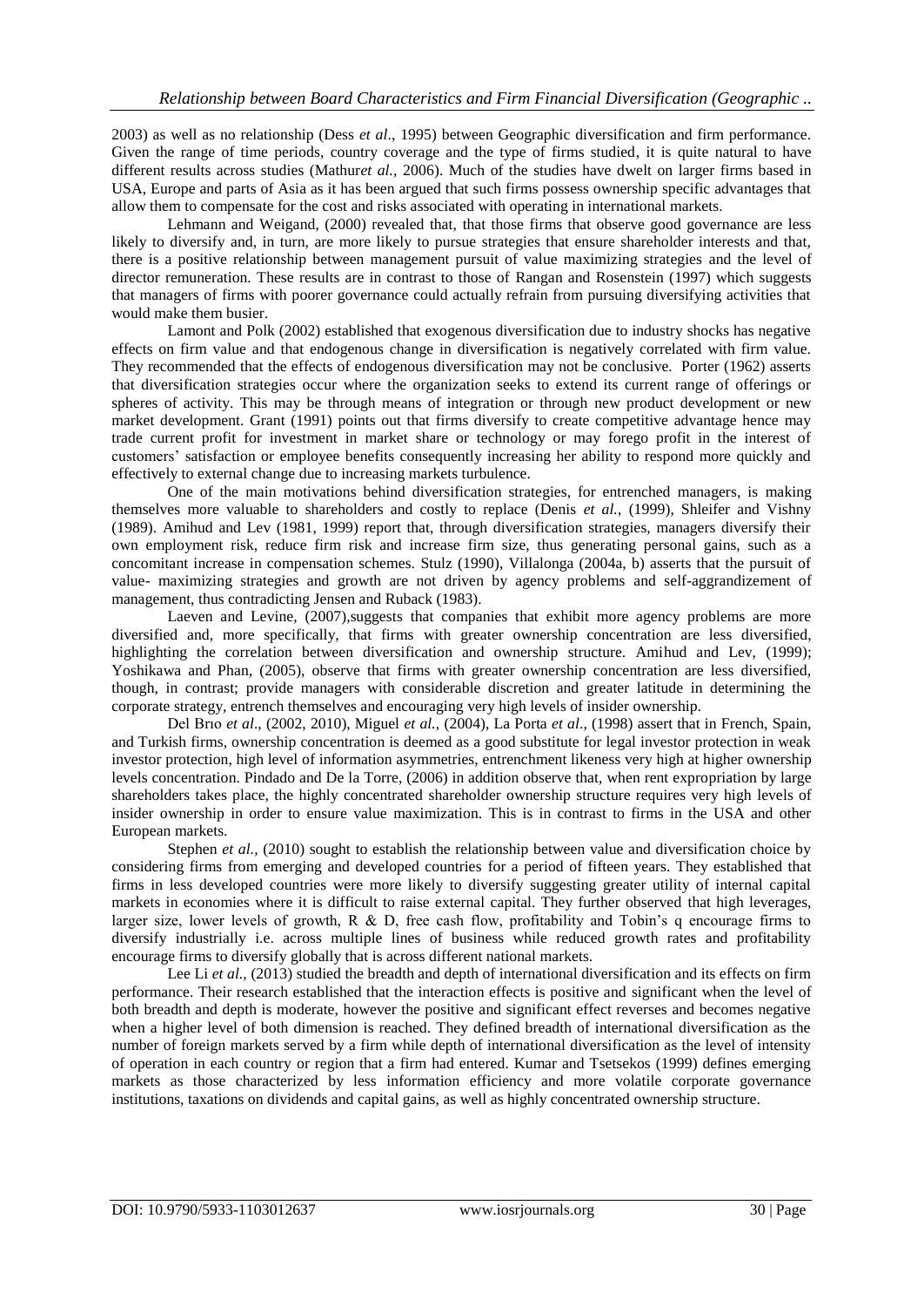2003) as well as no relationship (Dess *et al*., 1995) between Geographic diversification and firm performance. Given the range of time periods, country coverage and the type of firms studied, it is quite natural to have different results across studies (Mathur*et al.,* 2006). Much of the studies have dwelt on larger firms based in USA, Europe and parts of Asia as it has been argued that such firms possess ownership specific advantages that allow them to compensate for the cost and risks associated with operating in international markets.

Lehmann and Weigand, (2000) revealed that, that those firms that observe good governance are less likely to diversify and, in turn, are more likely to pursue strategies that ensure shareholder interests and that, there is a positive relationship between management pursuit of value maximizing strategies and the level of director remuneration. These results are in contrast to those of Rangan and Rosenstein (1997) which suggests that managers of firms with poorer governance could actually refrain from pursuing diversifying activities that would make them busier.

Lamont and Polk (2002) established that exogenous diversification due to industry shocks has negative effects on firm value and that endogenous change in diversification is negatively correlated with firm value. They recommended that the effects of endogenous diversification may not be conclusive. Porter (1962) asserts that diversification strategies occur where the organization seeks to extend its current range of offerings or spheres of activity. This may be through means of integration or through new product development or new market development. Grant (1991) points out that firms diversify to create competitive advantage hence may trade current profit for investment in market share or technology or may forego profit in the interest of customers' satisfaction or employee benefits consequently increasing her ability to respond more quickly and effectively to external change due to increasing markets turbulence.

One of the main motivations behind diversification strategies, for entrenched managers, is making themselves more valuable to shareholders and costly to replace (Denis *et al.,* (1999), Shleifer and Vishny (1989). Amihud and Lev (1981, 1999) report that, through diversification strategies, managers diversify their own employment risk, reduce firm risk and increase firm size, thus generating personal gains, such as a concomitant increase in compensation schemes. Stulz (1990), Villalonga (2004a, b) asserts that the pursuit of value- maximizing strategies and growth are not driven by agency problems and self-aggrandizement of management, thus contradicting Jensen and Ruback (1983).

Laeven and Levine, (2007),suggests that companies that exhibit more agency problems are more diversified and, more specifically, that firms with greater ownership concentration are less diversified, highlighting the correlation between diversification and ownership structure. Amihud and Lev, (1999); Yoshikawa and Phan, (2005), observe that firms with greater ownership concentration are less diversified, though, in contrast; provide managers with considerable discretion and greater latitude in determining the corporate strategy, entrench themselves and encouraging very high levels of insider ownership.

Del Brıo *et al*., (2002, 2010), Miguel *et al.,* (2004), La Porta *et al*., (1998) assert that in French, Spain, and Turkish firms, ownership concentration is deemed as a good substitute for legal investor protection in weak investor protection, high level of information asymmetries, entrenchment likeness very high at higher ownership levels concentration. Pindado and De la Torre, (2006) in addition observe that, when rent expropriation by large shareholders takes place, the highly concentrated shareholder ownership structure requires very high levels of insider ownership in order to ensure value maximization. This is in contrast to firms in the USA and other European markets.

Stephen *et al.,* (2010) sought to establish the relationship between value and diversification choice by considering firms from emerging and developed countries for a period of fifteen years. They established that firms in less developed countries were more likely to diversify suggesting greater utility of internal capital markets in economies where it is difficult to raise external capital. They further observed that high leverages, larger size, lower levels of growth, R & D, free cash flow, profitability and Tobin's q encourage firms to diversify industrially i.e. across multiple lines of business while reduced growth rates and profitability encourage firms to diversify globally that is across different national markets.

Lee Li *et al.,* (2013) studied the breadth and depth of international diversification and its effects on firm performance. Their research established that the interaction effects is positive and significant when the level of both breadth and depth is moderate, however the positive and significant effect reverses and becomes negative when a higher level of both dimension is reached. They defined breadth of international diversification as the number of foreign markets served by a firm while depth of international diversification as the level of intensity of operation in each country or region that a firm had entered. Kumar and Tsetsekos (1999) defines emerging markets as those characterized by less information efficiency and more volatile corporate governance institutions, taxations on dividends and capital gains, as well as highly concentrated ownership structure.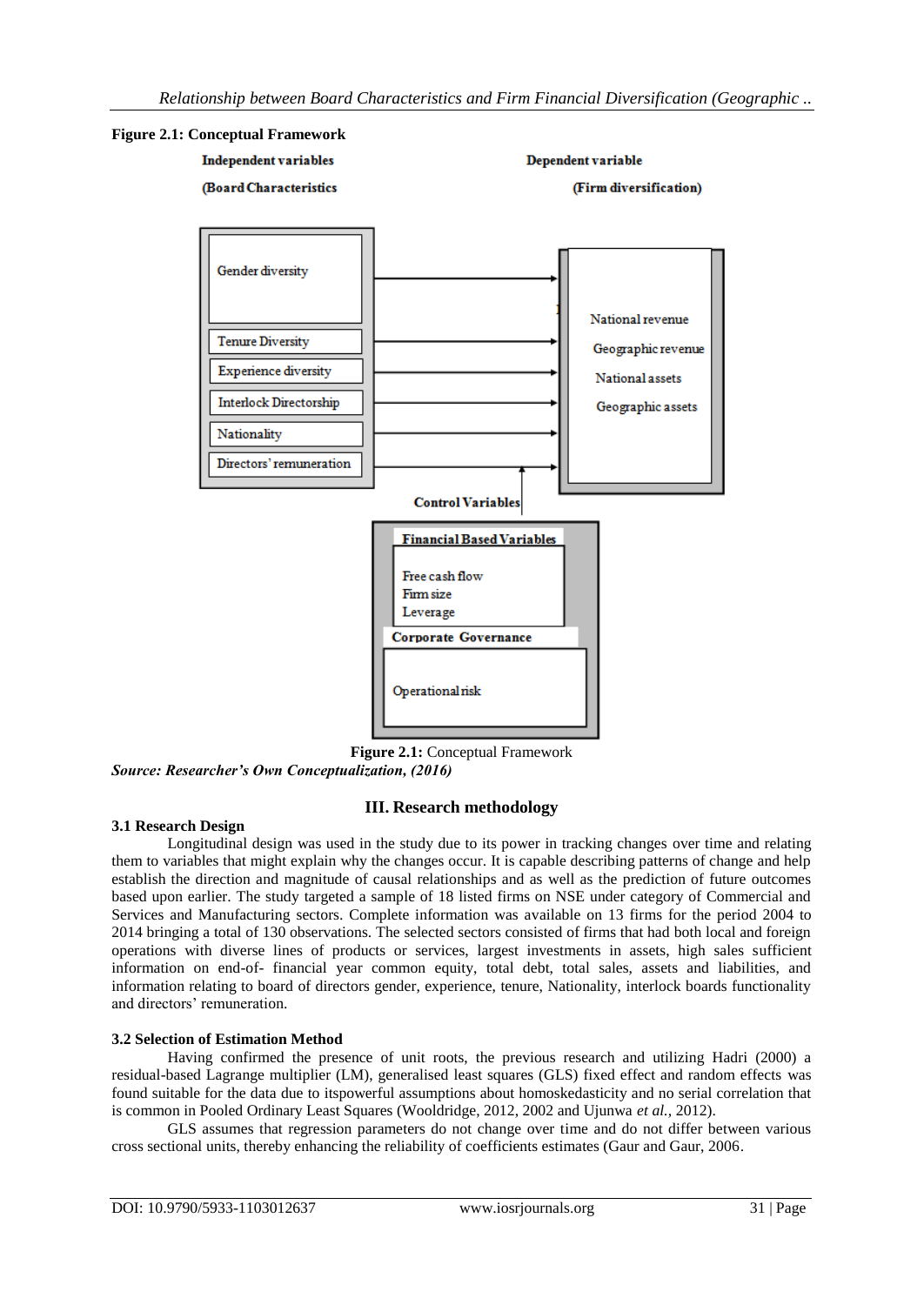**Figure 2.1: Conceptual Framework**

**Independent variables**

**(Board Characteristics**

- Gender diversity
- Tenure Diversity
- Experience diversity
- Interlock Directorship
- Nationality
- Directors' remuneration

**Dependent variable**

**(Firm diversification)**

- National revenue
- Geographic revenue
- National assets
- Geographic assets

**Control Variables**

**Financial Based Variables**

- Free cash flow
- Firm size
- Leverage

**Corporate Governance**

- Operational risk

**Figure 2.1:** Conceptual Framework

***Source: Researcher's Own Conceptualization, (2016)***

## III. Research methodology

### 3.1 Research Design

Longitudinal design was used in the study due to its power in tracking changes over time and relating them to variables that might explain why the changes occur. It is capable describing patterns of change and help establish the direction and magnitude of causal relationships and as well as the prediction of future outcomes based upon earlier. The study targeted a sample of 18 listed firms on NSE under category of Commercial and Services and Manufacturing sectors. Complete information was available on 13 firms for the period 2004 to 2014 bringing a total of 130 observations. The selected sectors consisted of firms that had both local and foreign operations with diverse lines of products or services, largest investments in assets, high sales sufficient information on end-of- financial year common equity, total debt, total sales, assets and liabilities, and information relating to board of directors gender, experience, tenure, Nationality, interlock boards functionality and directors' remuneration.

### 3.2 Selection of Estimation Method

Having confirmed the presence of unit roots, the previous research and utilizing Hadri (2000) a residual-based Lagrange multiplier (LM), generalised least squares (GLS) fixed effect and random effects was found suitable for the data due to itspowerful assumptions about homoskedasticity and no serial correlation that is common in Pooled Ordinary Least Squares (Wooldridge, 2012, 2002 and Ujunwa *et al.,* 2012).

GLS assumes that regression parameters do not change over time and do not differ between various cross sectional units, thereby enhancing the reliability of coefficients estimates (Gaur and Gaur, 2006.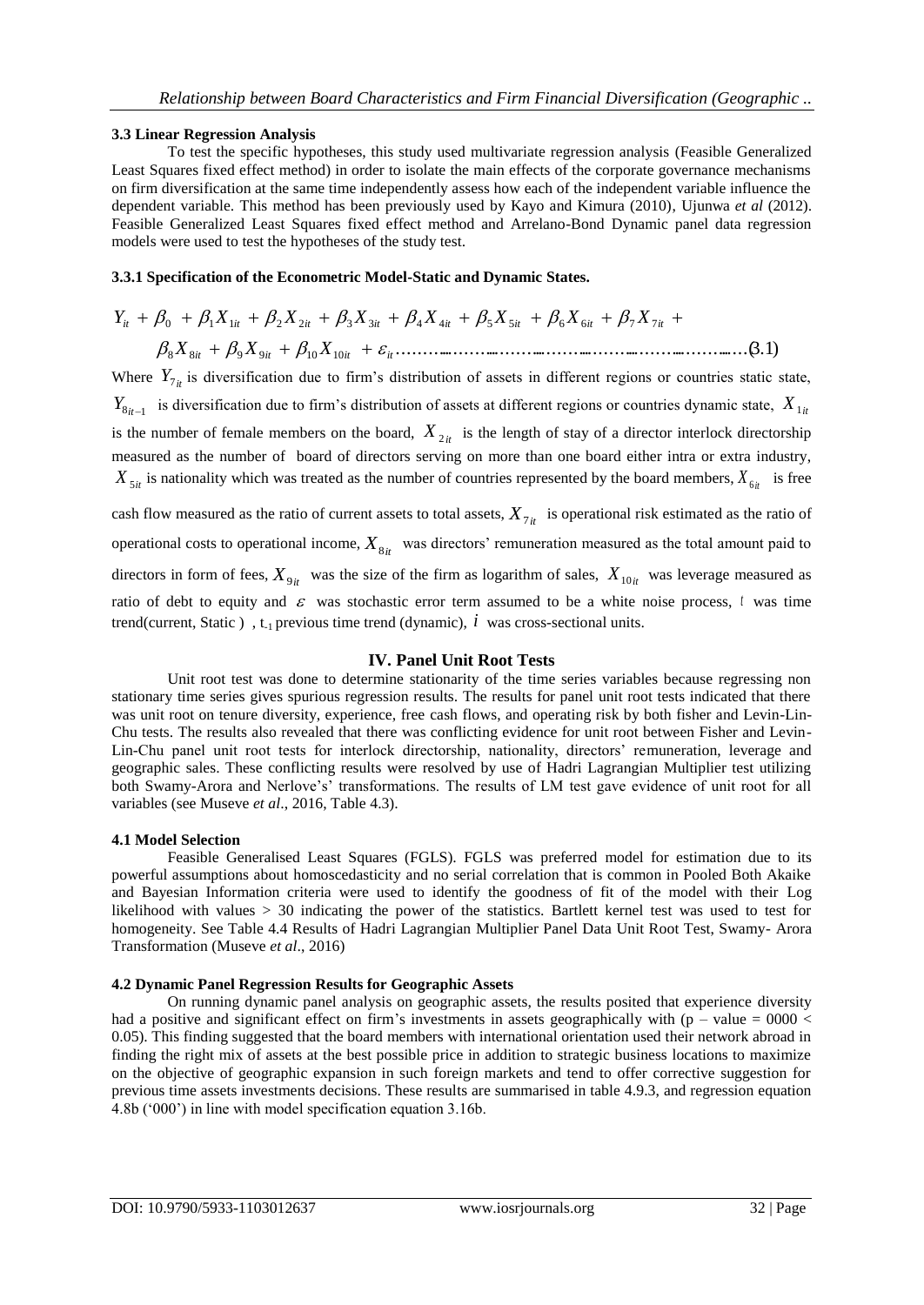#### 3.3 Linear Regression Analysis

To test the specific hypotheses, this study used multivariate regression analysis (Feasible Generalized Least Squares fixed effect method) in order to isolate the main effects of the corporate governance mechanisms on firm diversification at the same time independently assess how each of the independent variable influence the dependent variable. This method has been previously used by Kayo and Kimura (2010), Ujunwa *et al* (2012). Feasible Generalized Least Squares fixed effect method and Arrelano-Bond Dynamic panel data regression models were used to test the hypotheses of the study test.

#### 3.3.1 Specification of the Econometric Model-Static and Dynamic States.

$$Y_{it} + \beta_0 + \beta_1 X_{1it} + \beta_2 X_{2it} + \beta_3 X_{3it} + \beta_4 X_{4it} + \beta_5 X_{5it} + \beta_6 X_{6it} + \beta_7 X_{7it} + \beta_8 X_{8it} + \beta_9 X_{9it} + \beta_{10} X_{10it} + \varepsilon_{it} \quad \ldots\ldots(3.1)$$

Where $Y_{7_{it}}$ is diversification due to firm's distribution of assets in different regions or countries static state, $Y_{8_{it-1}}$ is diversification due to firm's distribution of assets at different regions or countries dynamic state, $X_{1it}$ is the number of female members on the board, $X_{2it}$ is the length of stay of a director interlock directorship measured as the number of board of directors serving on more than one board either intra or extra industry, $X_{5it}$ is nationality which was treated as the number of countries represented by the board members, $X_{6it}$ is free cash flow measured as the ratio of current assets to total assets, $X_{7_{it}}$ is operational risk estimated as the ratio of operational costs to operational income, $X_{8_{it}}$ was directors' remuneration measured as the total amount paid to directors in form of fees, $X_{9_{it}}$ was the size of the firm as logarithm of sales, $X_{10it}$ was leverage measured as ratio of debt to equity and $\varepsilon$ was stochastic error term assumed to be a white noise process, $t$ was time trend(current, Static ) , $t_{-1}$ previous time trend (dynamic), $i$ was cross-sectional units.

## IV. Panel Unit Root Tests

Unit root test was done to determine stationarity of the time series variables because regressing non stationary time series gives spurious regression results. The results for panel unit root tests indicated that there was unit root on tenure diversity, experience, free cash flows, and operating risk by both fisher and Levin-Lin-Chu tests. The results also revealed that there was conflicting evidence for unit root between Fisher and Levin-Lin-Chu panel unit root tests for interlock directorship, nationality, directors' remuneration, leverage and geographic sales. These conflicting results were resolved by use of Hadri Lagrangian Multiplier test utilizing both Swamy-Arora and Nerlove's' transformations. The results of LM test gave evidence of unit root for all variables (see Museve *et al*., 2016, Table 4.3).

#### 4.1 Model Selection

Feasible Generalised Least Squares (FGLS). FGLS was preferred model for estimation due to its powerful assumptions about homoscedasticity and no serial correlation that is common in Pooled Both Akaike and Bayesian Information criteria were used to identify the goodness of fit of the model with their Log likelihood with values > 30 indicating the power of the statistics. Bartlett kernel test was used to test for homogeneity. See Table 4.4 Results of Hadri Lagrangian Multiplier Panel Data Unit Root Test, Swamy- Arora Transformation (Museve *et al*., 2016)

#### 4.2 Dynamic Panel Regression Results for Geographic Assets

On running dynamic panel analysis on geographic assets, the results posited that experience diversity had a positive and significant effect on firm's investments in assets geographically with (p – value = 0000 < 0.05). This finding suggested that the board members with international orientation used their network abroad in finding the right mix of assets at the best possible price in addition to strategic business locations to maximize on the objective of geographic expansion in such foreign markets and tend to offer corrective suggestion for previous time assets investments decisions. These results are summarised in table 4.9.3, and regression equation 4.8b ('000') in line with model specification equation 3.16b.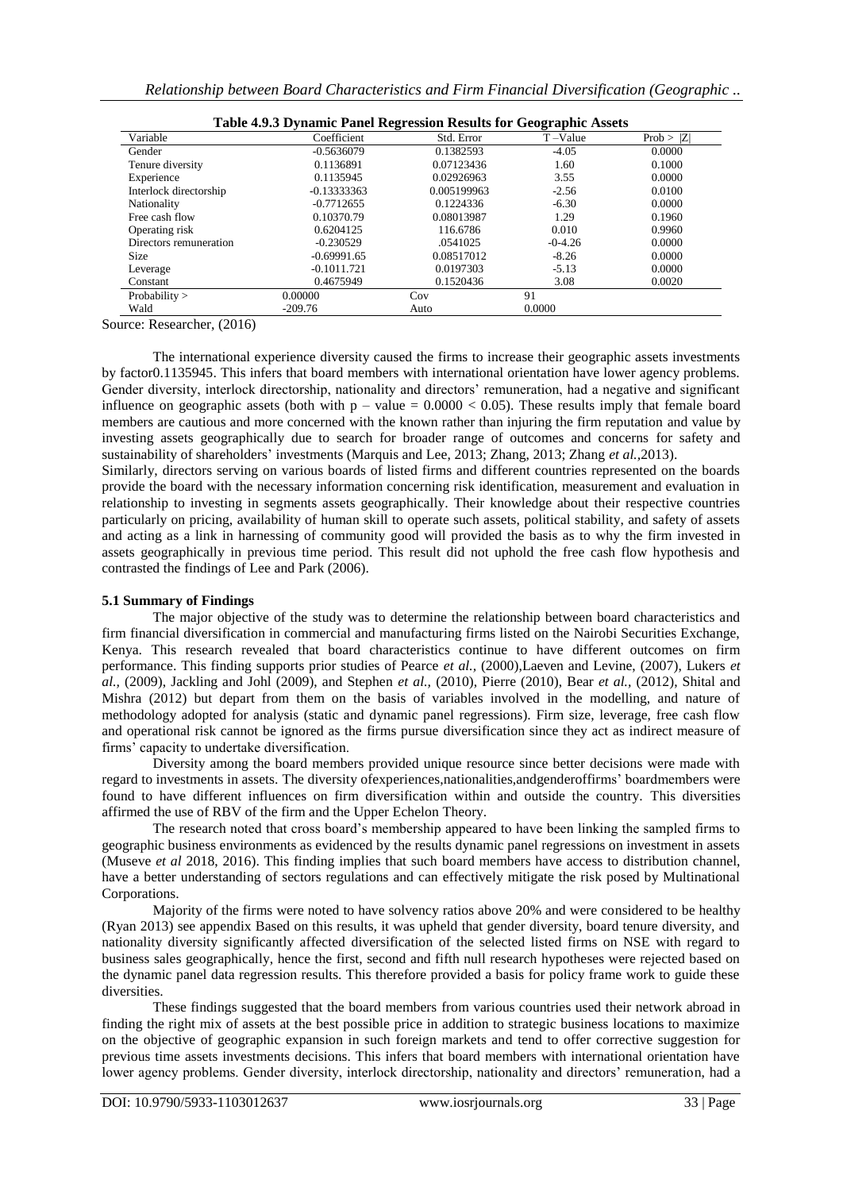**Table 4.9.3 Dynamic Panel Regression Results for Geographic Assets**

| Variable | Coefficient | Std. Error | T –Value | Prob > \|Z\| |
|---|---|---|---|---|
| Gender | -0.5636079 | 0.1382593 | -4.05 | 0.0000 |
| Tenure diversity | 0.1136891 | 0.07123436 | 1.60 | 0.1000 |
| Experience | 0.1135945 | 0.02926963 | 3.55 | 0.0000 |
| Interlock directorship | -0.13333363 | 0.005199963 | -2.56 | 0.0100 |
| Nationality | -0.7712655 | 0.1224336 | -6.30 | 0.0000 |
| Free cash flow | 0.10370.79 | 0.08013987 | 1.29 | 0.1960 |
| Operating risk | 0.6204125 | 116.6786 | 0.010 | 0.9960 |
| Directors remuneration | -0.230529 | .0541025 | -0-4.26 | 0.0000 |
| Size | -0.69991.65 | 0.08517012 | -8.26 | 0.0000 |
| Leverage | -0.1011.721 | 0.0197303 | -5.13 | 0.0000 |
| Constant | 0.4675949 | 0.1520436 | 3.08 | 0.0020 |
| Probability > | 0.00000 | Cov | 91 | |
| Wald | -209.76 | Auto | 0.0000 | |

Source: Researcher, (2016)

The international experience diversity caused the firms to increase their geographic assets investments by factor0.1135945. This infers that board members with international orientation have lower agency problems. Gender diversity, interlock directorship, nationality and directors' remuneration, had a negative and significant influence on geographic assets (both with p – value = 0.0000 < 0.05). These results imply that female board members are cautious and more concerned with the known rather than injuring the firm reputation and value by investing assets geographically due to search for broader range of outcomes and concerns for safety and sustainability of shareholders' investments (Marquis and Lee, 2013; Zhang, 2013; Zhang *et al.*,2013).

Similarly, directors serving on various boards of listed firms and different countries represented on the boards provide the board with the necessary information concerning risk identification, measurement and evaluation in relationship to investing in segments assets geographically. Their knowledge about their respective countries particularly on pricing, availability of human skill to operate such assets, political stability, and safety of assets and acting as a link in harnessing of community good will provided the basis as to why the firm invested in assets geographically in previous time period. This result did not uphold the free cash flow hypothesis and contrasted the findings of Lee and Park (2006).

## 5.1 Summary of Findings

The major objective of the study was to determine the relationship between board characteristics and firm financial diversification in commercial and manufacturing firms listed on the Nairobi Securities Exchange, Kenya. This research revealed that board characteristics continue to have different outcomes on firm performance. This finding supports prior studies of Pearce *et al.,* (2000),Laeven and Levine, (2007), Lukers *et al.,* (2009), Jackling and Johl (2009), and Stephen *et al.,* (2010), Pierre (2010), Bear *et al.,* (2012), Shital and Mishra (2012) but depart from them on the basis of variables involved in the modelling, and nature of methodology adopted for analysis (static and dynamic panel regressions). Firm size, leverage, free cash flow and operational risk cannot be ignored as the firms pursue diversification since they act as indirect measure of firms' capacity to undertake diversification.

Diversity among the board members provided unique resource since better decisions were made with regard to investments in assets. The diversity ofexperiences,nationalities,andgenderoffirms' boardmembers were found to have different influences on firm diversification within and outside the country. This diversities affirmed the use of RBV of the firm and the Upper Echelon Theory.

The research noted that cross board's membership appeared to have been linking the sampled firms to geographic business environments as evidenced by the results dynamic panel regressions on investment in assets (Museve *et al* 2018, 2016). This finding implies that such board members have access to distribution channel, have a better understanding of sectors regulations and can effectively mitigate the risk posed by Multinational Corporations.

Majority of the firms were noted to have solvency ratios above 20% and were considered to be healthy (Ryan 2013) see appendix Based on this results, it was upheld that gender diversity, board tenure diversity, and nationality diversity significantly affected diversification of the selected listed firms on NSE with regard to business sales geographically, hence the first, second and fifth null research hypotheses were rejected based on the dynamic panel data regression results. This therefore provided a basis for policy frame work to guide these diversities.

These findings suggested that the board members from various countries used their network abroad in finding the right mix of assets at the best possible price in addition to strategic business locations to maximize on the objective of geographic expansion in such foreign markets and tend to offer corrective suggestion for previous time assets investments decisions. This infers that board members with international orientation have lower agency problems. Gender diversity, interlock directorship, nationality and directors' remuneration, had a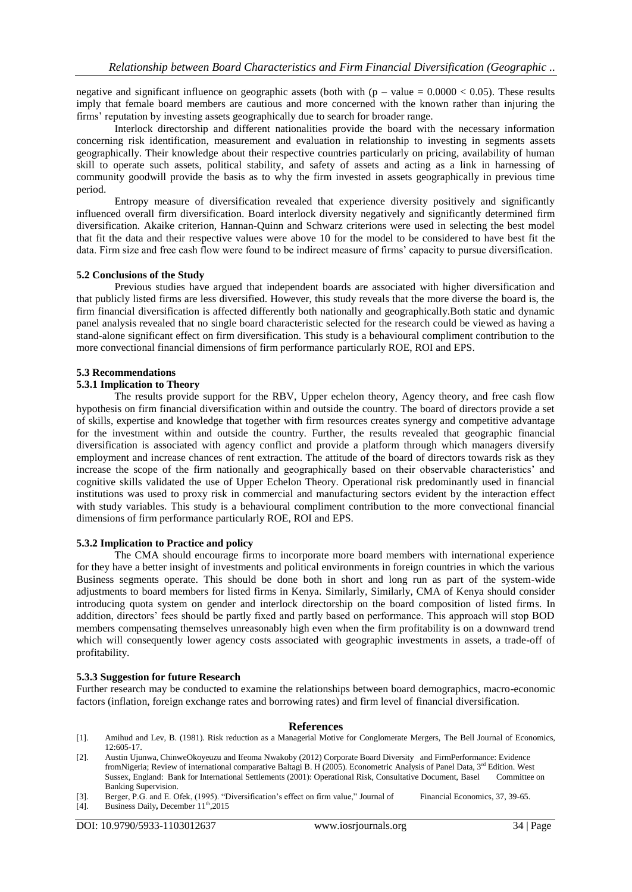negative and significant influence on geographic assets (both with (p – value = 0.0000 < 0.05). These results imply that female board members are cautious and more concerned with the known rather than injuring the firms' reputation by investing assets geographically due to search for broader range.

Interlock directorship and different nationalities provide the board with the necessary information concerning risk identification, measurement and evaluation in relationship to investing in segments assets geographically. Their knowledge about their respective countries particularly on pricing, availability of human skill to operate such assets, political stability, and safety of assets and acting as a link in harnessing of community goodwill provide the basis as to why the firm invested in assets geographically in previous time period.

Entropy measure of diversification revealed that experience diversity positively and significantly influenced overall firm diversification. Board interlock diversity negatively and significantly determined firm diversification. Akaike criterion, Hannan-Quinn and Schwarz criterions were used in selecting the best model that fit the data and their respective values were above 10 for the model to be considered to have best fit the data. Firm size and free cash flow were found to be indirect measure of firms' capacity to pursue diversification.

### 5.2 Conclusions of the Study

Previous studies have argued that independent boards are associated with higher diversification and that publicly listed firms are less diversified. However, this study reveals that the more diverse the board is, the firm financial diversification is affected differently both nationally and geographically.Both static and dynamic panel analysis revealed that no single board characteristic selected for the research could be viewed as having a stand-alone significant effect on firm diversification. This study is a behavioural compliment contribution to the more convectional financial dimensions of firm performance particularly ROE, ROI and EPS.

### 5.3 Recommendations

#### 5.3.1 Implication to Theory

The results provide support for the RBV, Upper echelon theory, Agency theory, and free cash flow hypothesis on firm financial diversification within and outside the country. The board of directors provide a set of skills, expertise and knowledge that together with firm resources creates synergy and competitive advantage for the investment within and outside the country. Further, the results revealed that geographic financial diversification is associated with agency conflict and provide a platform through which managers diversify employment and increase chances of rent extraction. The attitude of the board of directors towards risk as they increase the scope of the firm nationally and geographically based on their observable characteristics' and cognitive skills validated the use of Upper Echelon Theory. Operational risk predominantly used in financial institutions was used to proxy risk in commercial and manufacturing sectors evident by the interaction effect with study variables. This study is a behavioural compliment contribution to the more convectional financial dimensions of firm performance particularly ROE, ROI and EPS.

#### 5.3.2 Implication to Practice and policy

The CMA should encourage firms to incorporate more board members with international experience for they have a better insight of investments and political environments in foreign countries in which the various Business segments operate. This should be done both in short and long run as part of the system-wide adjustments to board members for listed firms in Kenya. Similarly, Similarly, CMA of Kenya should consider introducing quota system on gender and interlock directorship on the board composition of listed firms. In addition, directors' fees should be partly fixed and partly based on performance. This approach will stop BOD members compensating themselves unreasonably high even when the firm profitability is on a downward trend which will consequently lower agency costs associated with geographic investments in assets, a trade-off of profitability.

#### 5.3.3 Suggestion for future Research

Further research may be conducted to examine the relationships between board demographics, macro-economic factors (inflation, foreign exchange rates and borrowing rates) and firm level of financial diversification.

## References

[1]. Amihud and Lev, B. (1981). Risk reduction as a Managerial Motive for Conglomerate Mergers, The Bell Journal of Economics, 12:605-17.

[2]. Austin Ujunwa, ChinweOkoyeuzu and Ifeoma Nwakoby (2012) Corporate Board Diversity and FirmPerformance: Evidence fromNigeria; Review of international comparative Baltagi B. H (2005). Econometric Analysis of Panel Data, 3rd Edition. West Sussex, England: Bank for International Settlements (2001): Operational Risk, Consultative Document, Basel Committee on Banking Supervision.

[3]. Berger, P.G. and E. Ofek, (1995). "Diversification's effect on firm value," Journal of Financial Economics, 37, 39-65.

[4]. Business Daily, December 11th,2015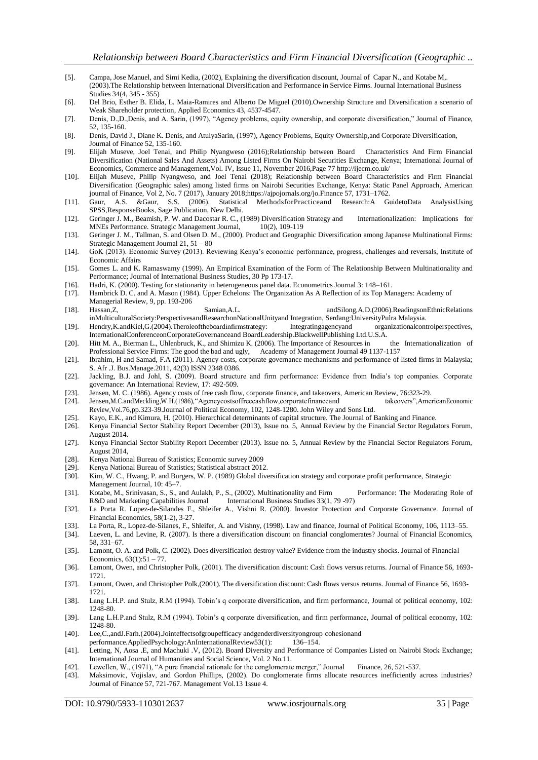[5]. Campa, Jose Manuel, and Simi Kedia, (2002), Explaining the diversification discount, Journal of Capar N., and Kotabe M,. (2003).The Relationship between International Diversification and Performance in Service Firms. Journal International Business Studies 34(4, 345 - 355)

[6]. Del Brio, Esther B. Elida, L. Maia-Ramires and Alberto De Miguel (2010).Ownership Structure and Diversification a scenario of Weak Shareholder protection, Applied Economics 43, 4537-4547.

[7]. Denis, D.,D.,Denis, and A. Sarin, (1997), "Agency problems, equity ownership, and corporate diversification," Journal of Finance, 52, 135-160.

[8]. Denis, David J., Diane K. Denis, and AtulyaSarin, (1997), Agency Problems, Equity Ownership,and Corporate Diversification, Journal of Finance 52, 135-160.

[9]. Elijah Museve, Joel Tenai, and Philip Nyangweso (2016);Relationship between Board Characteristics And Firm Financial Diversification (National Sales And Assets) Among Listed Firms On Nairobi Securities Exchange, Kenya; International Journal of Economics, Commerce and Management,Vol. IV, Issue 11, November 2016,Page 77 http://ijecm.co.uk/

[10]. Elijah Museve, Philip Nyangweso, and Joel Tenai (2018); Relationship between Board Characteristics and Firm Financial Diversification (Geographic sales) among listed firms on Nairobi Securities Exchange, Kenya: Static Panel Approach, American journal of Finance, Vol 2, No. 7 (2017), January 2018;https://ajpojornals.org/jo.Finance 57, 1731–1762.

[11]. Gaur, A.S. &Gaur, S.S. (2006). Statistical MethodsforPracticeand Research:A GuidetoData AnalysisUsing SPSS,ResponseBooks, Sage Publication, New Delhi.

[12]. Geringer J. M., Beamish, P. W. and Dacostar R. C., (1989) Diversification Strategy and Internationalization: Implications for MNEs Performance. Strategic Management Journal, 10(2), 109-119

[13]. Geringer J. M., Tallman, S. and Olsen D. M., (2000). Product and Geographic Diversification among Japanese Multinational Firms: Strategic Management Journal 21, 51 – 80

[14]. GoK (2013). Economic Survey (2013). Reviewing Kenya's economic performance, progress, challenges and reversals, Institute of Economic Affairs

[15]. Gomes L. and K. Ramaswamy (1999). An Empirical Examination of the Form of The Relationship Between Multinationality and Performance; Journal of International Business Studies, 30 Pp 173-17.

[16]. Hadri, K. (2000). Testing for stationarity in heterogeneous panel data. Econometrics Journal 3: 148–161.

[17]. Hambrick D. C. and A. Mason (1984). Upper Echelons: The Organization As A Reflection of its Top Managers: Academy of Managerial Review, 9, pp. 193-206

[18]. Hassan,Z, Samian,A.L. andSilong,A.D.(2006).ReadingsonEthnicRelations inMulticulturalSociety:PerspectivesandResearchonNationalUnityand Integration, Serdang:UniversityPulra Malaysia.

[19]. Hendry,K.andKiel,G.(2004).Theroleoftheboardinfirmstrategy: Integratingagencyand organizationalcontrolperspectives, InternationalConferenceonCorporateGovernanceand BoardLeadership.BlackwellPublishing Ltd.U.S.A.

[20]. Hitt M. A., Bierman L., Uhlenbruck, K., and Shimizu K. (2006). The Importance of Resources in the Internationalization of Professional Service Firms: The good the bad and ugly, Academy of Management Journal 49 1137-1157

[21]. Ibrahim, H and Samad, F.A (2011). Agency costs, corporate governance mechanisms and performance of listed firms in Malaysia; S. Afr .J. Bus.Manage.2011, 42(3) ISSN 2348 0386.

[22]. Jackling, B.J. and Johl, S. (2009). Board structure and firm performance: Evidence from India's top companies. Corporate governance: An International Review, 17: 492-509.

[23]. Jensen, M. C. (1986). Agency costs of free cash flow, corporate finance, and takeovers, American Review, 76:323-29.

[24]. Jensen,M.C.andMeckling,W.H.(1986),"Agencycostsoffreecashflow,corporatefinanceand takeovers",AmericanEconomic Review,Vol.76,pp.323-39.Journal of Political Economy, 102, 1248-1280. John Wiley and Sons Ltd.

[25]. Kayo, E.K., and Kimura, H. (2010). Hierarchical determinants of capital structure. The Journal of Banking and Finance.

[26]. Kenya Financial Sector Stability Report December (2013), Issue no. 5, Annual Review by the Financial Sector Regulators Forum, August 2014.

[27]. Kenya Financial Sector Stability Report December (2013). Issue no. 5, Annual Review by the Financial Sector Regulators Forum, August 2014,

[28]. Kenya National Bureau of Statistics; Economic survey 2009

[29]. Kenya National Bureau of Statistics; Statistical abstract 2012.

[30]. Kim, W. C., Hwang, P. and Burgers, W. P. (1989) Global diversification strategy and corporate profit performance, Strategic Management Journal, 10: 45–7.

[31]. Kotabe, M., Srinivasan, S., S., and Aulakh, P., S., (2002). Multinationality and Firm Performance: The Moderating Role of R&D and Marketing Capabilities Journal International Business Studies 33(1, 79 -97)

[32]. La Porta R. Lopez-de-Silandes F., Shleifer A., Vishni R. (2000). Investor Protection and Corporate Governance. Journal of Financial Economics, 58(1-2), 3-27.

[33]. La Porta, R., Lopez-de-Silanes, F., Shleifer, A. and Vishny, (1998). Law and finance, Journal of Political Economy, 106, 1113–55.

[34]. Laeven, L. and Levine, R. (2007). Is there a diversification discount on financial conglomerates? Journal of Financial Economics, 58, 331–67.

[35]. Lamont, O. A. and Polk, C. (2002). Does diversification destroy value? Evidence from the industry shocks. Journal of Financial Economics, 63(1):51 – 77.

[36]. Lamont, Owen, and Christopher Polk, (2001). The diversification discount: Cash flows versus returns. Journal of Finance 56, 1693-1721.

[37]. Lamont, Owen, and Christopher Polk,(2001). The diversification discount: Cash flows versus returns. Journal of Finance 56, 1693-1721.

[38]. Lang L.H.P. and Stulz, R.M (1994). Tobin's q corporate diversification, and firm performance, Journal of political economy, 102: 1248-80.

[39]. Lang L.H.P.and Stulz, R.M (1994). Tobin's q corporate diversification, and firm performance, Journal of political economy, 102: 1248-80.

[40]. Lee,C.,andJ.Farh.(2004).Jointeffectsofgroupefficacy andgenderdiversityongroup cohesionand performance.AppliedPsychology:AnInternationalReview53(1): 136–154.

[41]. Letting, N, Aosa .E, and Machuki .V, (2012). Board Diversity and Performance of Companies Listed on Nairobi Stock Exchange; International Journal of Humanities and Social Science, Vol. 2 No.11.

[42]. Lewellen, W., (1971), "A pure financial rationale for the conglomerate merger," Journal Finance, 26, 521-537.

[43]. Maksimovic, Vojislav, and Gordon Phillips, (2002). Do conglomerate firms allocate resources inefficiently across industries? Journal of Finance 57, 721-767. Management Vol.13 1ssue 4.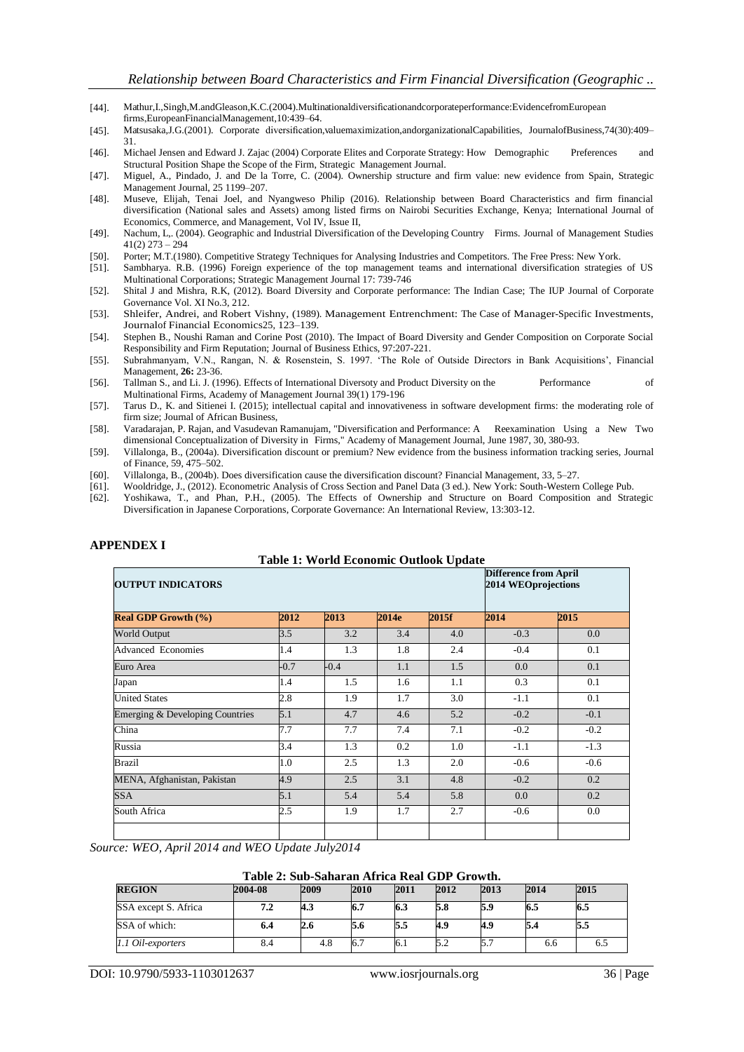[44]. Mathur,I.,Singh,M.andGleason,K.C.(2004).Multinationaldiversificationandcorporateperformance:EvidencefromEuropean firms,EuropeanFinancialManagement,10:439–64.

[45]. Matsusaka,J.G.(2001). Corporate diversification,valuemaximization,andorganizationalCapabilities, JournalofBusiness,74(30):409–31.

[46]. Michael Jensen and Edward J. Zajac (2004) Corporate Elites and Corporate Strategy: How Demographic Preferences and Structural Position Shape the Scope of the Firm, Strategic Management Journal.

[47]. Miguel, A., Pindado, J. and De la Torre, C. (2004). Ownership structure and firm value: new evidence from Spain, Strategic Management Journal, 25 1199–207.

[48]. Museve, Elijah, Tenai Joel, and Nyangweso Philip (2016). Relationship between Board Characteristics and firm financial diversification (National sales and Assets) among listed firms on Nairobi Securities Exchange, Kenya; International Journal of Economics, Commerce, and Management, Vol IV, Issue II,

[49]. Nachum, L,. (2004). Geographic and Industrial Diversification of the Developing Country Firms. Journal of Management Studies 41(2) 273 – 294

[50]. Porter; M.T.(1980). Competitive Strategy Techniques for Analysing Industries and Competitors. The Free Press: New York.

[51]. Sambharya. R.B. (1996) Foreign experience of the top management teams and international diversification strategies of US Multinational Corporations; Strategic Management Journal 17: 739-746

[52]. Shital J and Mishra, R.K, (2012). Board Diversity and Corporate performance: The Indian Case; The IUP Journal of Corporate Governance Vol. XI No.3, 212.

[53]. Shleifer, Andrei, and Robert Vishny, (1989). Management Entrenchment: The Case of Manager-Specific Investments, Journalof Financial Economics25, 123–139.

[54]. Stephen B., Noushi Raman and Corine Post (2010). The Impact of Board Diversity and Gender Composition on Corporate Social Responsibility and Firm Reputation; Journal of Business Ethics, 97:207-221.

[55]. Subrahmanyam, V.N., Rangan, N. & Rosenstein, S. 1997. 'The Role of Outside Directors in Bank Acquisitions', Financial Management, **26:** 23-36.

[56]. Tallman S., and Li. J. (1996). Effects of International Diversoty and Product Diversity on the Performance of Multinational Firms, Academy of Management Journal 39(1) 179-196

[57]. Tarus D., K. and Sitienei I. (2015); intellectual capital and innovativeness in software development firms: the moderating role of firm size; Journal of African Business,

[58]. Varadarajan, P. Rajan, and Vasudevan Ramanujam, "Diversification and Performance: A Reexamination Using a New Two dimensional Conceptualization of Diversity in Firms," Academy of Management Journal, June 1987, 30, 380-93.

[59]. Villalonga, B., (2004a). Diversification discount or premium? New evidence from the business information tracking series, Journal of Finance, 59, 475–502.

[60]. Villalonga, B., (2004b). Does diversification cause the diversification discount? Financial Management, 33, 5–27.

[61]. Wooldridge, J., (2012). Econometric Analysis of Cross Section and Panel Data (3 ed.). New York: South-Western College Pub.

[62]. Yoshikawa, T., and Phan, P.H., (2005). The Effects of Ownership and Structure on Board Composition and Strategic Diversification in Japanese Corporations, Corporate Governance: An International Review, 13:303-12.

## APPENDEX I

**Table 1: World Economic Outlook Update**

| **OUTPUT INDICATORS** | | | | | **Difference from April 2014 WEOprojections** | |
|---|---|---|---|---|---|---|
| **Real GDP Growth (%)** | **2012** | **2013** | **2014e** | **2015f** | **2014** | **2015** |
| World Output | 3.5 | 3.2 | 3.4 | 4.0 | -0.3 | 0.0 |
| Advanced Economies | 1.4 | 1.3 | 1.8 | 2.4 | -0.4 | 0.1 |
| Euro Area | -0.7 | -0.4 | 1.1 | 1.5 | 0.0 | 0.1 |
| Japan | 1.4 | 1.5 | 1.6 | 1.1 | 0.3 | 0.1 |
| United States | 2.8 | 1.9 | 1.7 | 3.0 | -1.1 | 0.1 |
| Emerging & Developing Countries | 5.1 | 4.7 | 4.6 | 5.2 | -0.2 | -0.1 |
| China | 7.7 | 7.7 | 7.4 | 7.1 | -0.2 | -0.2 |
| Russia | 3.4 | 1.3 | 0.2 | 1.0 | -1.1 | -1.3 |
| Brazil | 1.0 | 2.5 | 1.3 | 2.0 | -0.6 | -0.6 |
| MENA, Afghanistan, Pakistan | 4.9 | 2.5 | 3.1 | 4.8 | -0.2 | 0.2 |
| SSA | 5.1 | 5.4 | 5.4 | 5.8 | 0.0 | 0.2 |
| South Africa | 2.5 | 1.9 | 1.7 | 2.7 | -0.6 | 0.0 |
| | | | | | | |

*Source: WEO, April 2014 and WEO Update July2014*

**Table 2: Sub-Saharan Africa Real GDP Growth.**

| **REGION** | **2004-08** | **2009** | **2010** | **2011** | **2012** | **2013** | **2014** | **2015** |
|---|---|---|---|---|---|---|---|---|
| SSA except S. Africa | **7.2** | **4.3** | **6.7** | **6.3** | **5.8** | **5.9** | **6.5** | **6.5** |
| SSA of which: | **6.4** | **2.6** | **5.6** | **5.5** | **4.9** | **4.9** | **5.4** | **5.5** |
| *1.1 Oil-exporters* | 8.4 | 4.8 | 6.7 | 6.1 | 5.2 | 5.7 | 6.6 | 6.5 |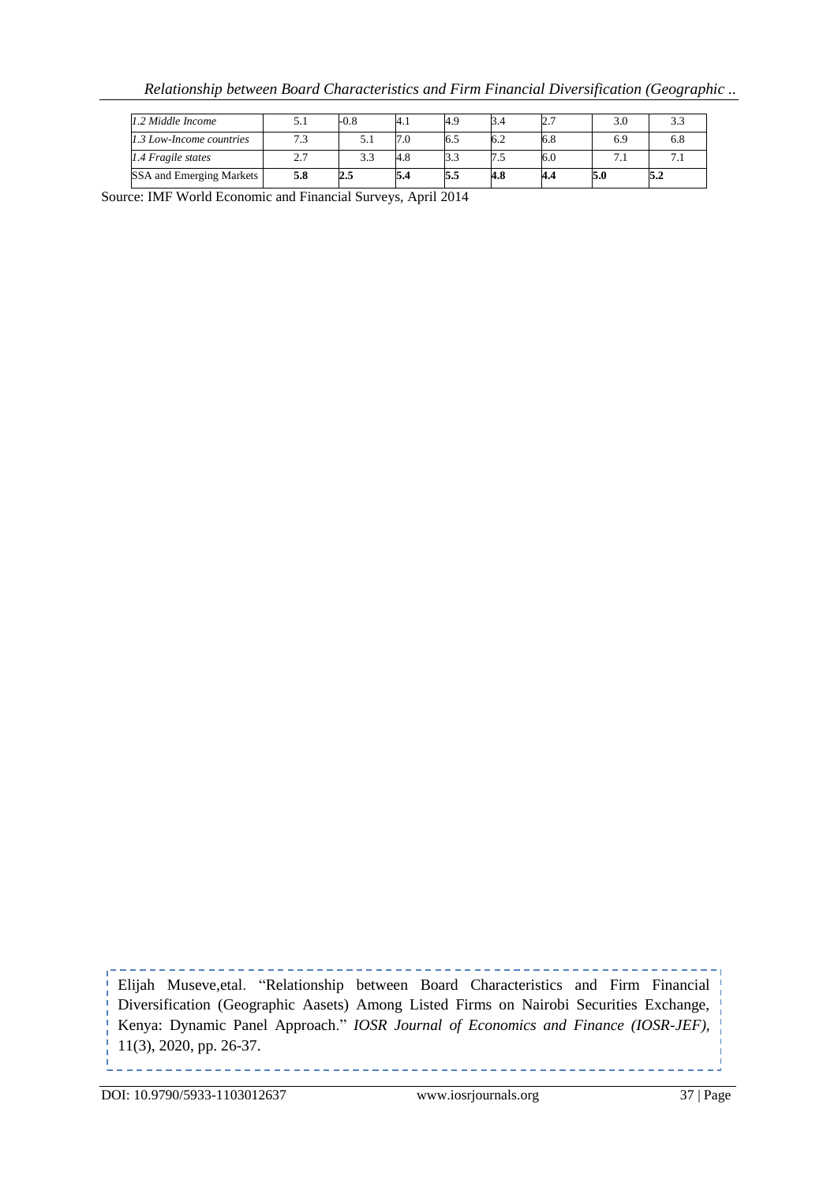| | | | | | | | | |
|---|---|---|---|---|---|---|---|---|
| *1.2 Middle Income* | 5.1 | -0.8 | 4.1 | 4.9 | 3.4 | 2.7 | 3.0 | 3.3 |
| *1.3 Low-Income countries* | 7.3 | 5.1 | 7.0 | 6.5 | 6.2 | 6.8 | 6.9 | 6.8 |
| *1.4 Fragile states* | 2.7 | 3.3 | 4.8 | 3.3 | 7.5 | 6.0 | 7.1 | 7.1 |
| SSA and Emerging Markets | **5.8** | **2.5** | **5.4** | **5.5** | **4.8** | **4.4** | **5.0** | **5.2** |

Source: IMF World Economic and Financial Surveys, April 2014

Elijah Museve,etal. "Relationship between Board Characteristics and Firm Financial Diversification (Geographic Aasets) Among Listed Firms on Nairobi Securities Exchange, Kenya: Dynamic Panel Approach." *IOSR Journal of Economics and Finance (IOSR-JEF)*, 11(3), 2020, pp. 26-37.